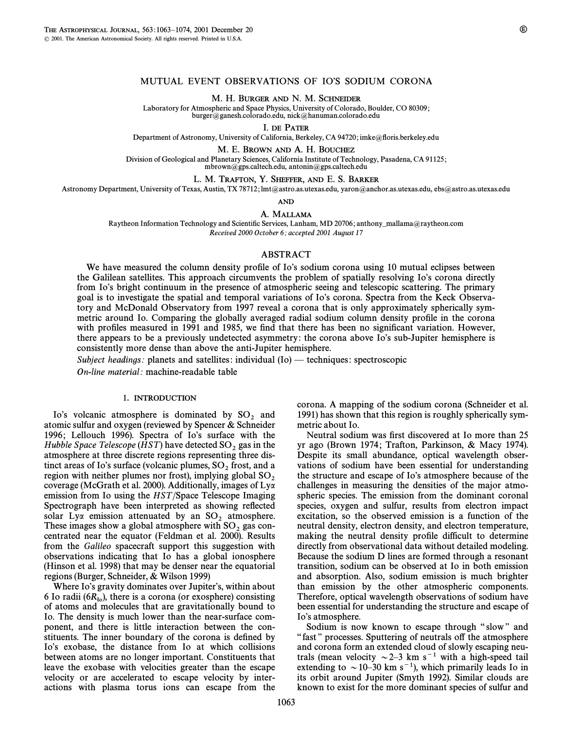# MUTUAL EVENT OBSERVATIONS OF IO'S SODIUM CORONA

M. H. Burger and N. M. Schneider

Laboratory for Atmospheric and Space Physics, University of Colorado, Boulder, CO 80309; burger@ganesh.colorado.edu, nick@hanuman.colorado.edu

I. de Pater

Department of Astronomy, University of California, Berkeley, CA 94720; imke@floris.berkeley.edu

M. E. Brown and A. H. Bouchez

Division of Geological and Planetary Sciences, California Institute of Technology, Pasadena, CA 91125; mbrown@gps.caltech.edu, antonin@gps.caltech.edu

L. M. Trafton, Y. Sheffer, and E. S. Barker

Astronomy Department, University of Texas, Austin, TX 78712; lmt@astro.as.utexas.edu, yaron@anchor.as.utexas.edu, ebs@astro.as.utexas.edu

and

A. Mallama

Raytheon Information Technology and Scientific Services, Lanham, MD 20706; anthony_mallama@raytheon.com

*Received 2000 October 6; accepted 2001 August 17*

## ABSTRACT

We have measured the column density profile of Io's sodium corona using 10 mutual eclipses between the Galilean satellites. This approach circumvents the problem of spatially resolving Io's corona directly from Io's bright continuum in the presence of atmospheric seeing and telescopic scattering. The primary goal is to investigate the spatial and temporal variations of Io's corona. Spectra from the Keck Observatory and McDonald Observatory from 1997 reveal a corona that is only approximately spherically symmetric around Io. Comparing the globally averaged radial sodium column density profile in the corona with profiles measured in 1991 and 1985, we find that there has been no significant variation. However, there appears to be a previously undetected asymmetry: the corona above Io's sub-Jupiter hemisphere is consistently more dense than above the anti-Jupiter hemisphere.

*Subject headings:* planets and satellites: individual (Io) — techniques: spectroscopic

*On-line material:* machine-readable table

## 1. INTRODUCTION

Io's volcanic atmosphere is dominated by $SO_2$ and atomic sulfur and oxygen (reviewed by Spencer & Schneider 1996; Lellouch 1996). Spectra of Io's surface with the *Hubble Space Telescope* (*HST*) have detected $SO_2$ gas in the atmosphere at three discrete regions representing three distinct areas of Io's surface (volcanic plumes, $SO_2$ frost, and a region with neither plumes nor frost), implying global $SO_2$ coverage (McGrath et al. 2000). Additionally, images of Ly$\alpha$ emission from Io using the *HST*/Space Telescope Imaging Spectrograph have been interpreted as showing reflected solar Ly$\alpha$ emission attenuated by an $SO_2$ atmosphere. These images show a global atmosphere with $SO_2$ gas concentrated near the equator (Feldman et al. 2000). Results from the *Galileo* spacecraft support this suggestion with observations indicating that Io has a global ionosphere (Hinson et al. 1998) that may be denser near the equatorial regions (Burger, Schneider, & Wilson 1999)

Where Io's gravity dominates over Jupiter's, within about 6 Io radii ($6R_{Io}$), there is a corona (or exosphere) consisting of atoms and molecules that are gravitationally bound to Io. The density is much lower than the near-surface component, and there is little interaction between the constituents. The inner boundary of the corona is defined by Io's exobase, the distance from Io at which collisions between atoms are no longer important. Constituents that leave the exobase with velocities greater than the escape velocity or are accelerated to escape velocity by interactions with plasma torus ions can escape from the corona. A mapping of the sodium corona (Schneider et al. 1991) has shown that this region is roughly spherically symmetric about Io.

Neutral sodium was first discovered at Io more than 25 yr ago (Brown 1974; Trafton, Parkinson, & Macy 1974). Despite its small abundance, optical wavelength observations of sodium have been essential for understanding the structure and escape of Io's atmosphere because of the challenges in measuring the densities of the major atmospheric species. The emission from the dominant coronal species, oxygen and sulfur, results from electron impact excitation, so the observed emission is a function of the neutral density, electron density, and electron temperature, making the neutral density profile difficult to determine directly from observational data without detailed modeling. Because the sodium D lines are formed through a resonant transition, sodium can be observed at Io in both emission and absorption. Also, sodium emission is much brighter than emission by the other atmospheric components. Therefore, optical wavelength observations of sodium have been essential for understanding the structure and escape of Io's atmosphere.

Sodium is now known to escape through "slow" and "fast" processes. Sputtering of neutrals off the atmosphere and corona form an extended cloud of slowly escaping neutrals (mean velocity $\sim$2–3 km s$^{-1}$ with a high-speed tail extending to $\sim$10–30 km s$^{-1}$), which primarily leads Io in its orbit around Jupiter (Smyth 1992). Similar clouds are known to exist for the more dominant species of sulfur and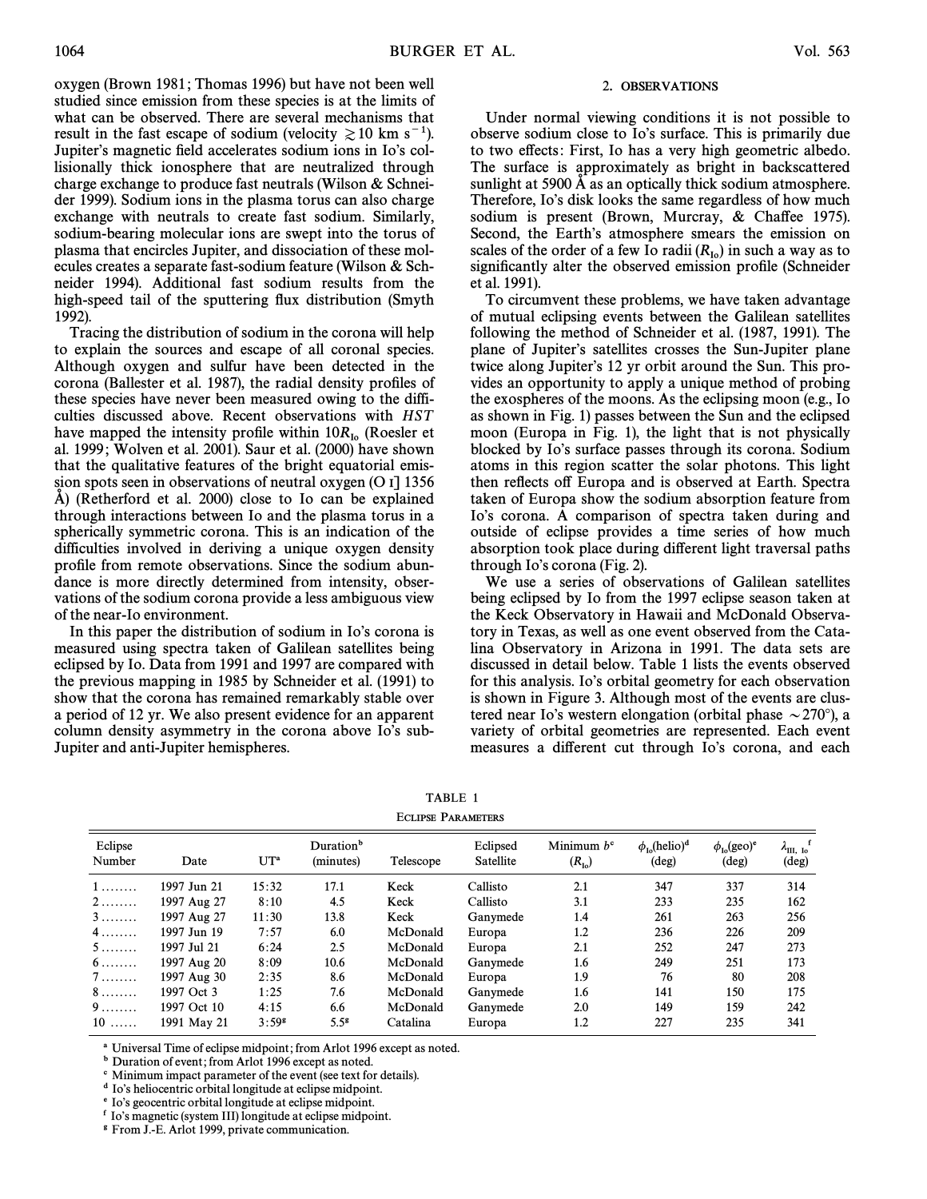oxygen (Brown 1981; Thomas 1996) but have not been well studied since emission from these species is at the limits of what can be observed. There are several mechanisms that result in the fast escape of sodium (velocity $\gtrsim 10$ km s$^{-1}$). Jupiter's magnetic field accelerates sodium ions in Io's collisionally thick ionosphere that are neutralized through charge exchange to produce fast neutrals (Wilson & Schneider 1999). Sodium ions in the plasma torus can also charge exchange with neutrals to create fast sodium. Similarly, sodium-bearing molecular ions are swept into the torus of plasma that encircles Jupiter, and dissociation of these molecules creates a separate fast-sodium feature (Wilson & Schneider 1994). Additional fast sodium results from the high-speed tail of the sputtering flux distribution (Smyth 1992).

Tracing the distribution of sodium in the corona will help to explain the sources and escape of all coronal species. Although oxygen and sulfur have been detected in the corona (Ballester et al. 1987), the radial density profiles of these species have never been measured owing to the difficulties discussed above. Recent observations with *HST* have mapped the intensity profile within $10R_{\mathrm{Io}}$ (Roesler et al. 1999; Wolven et al. 2001). Saur et al. (2000) have shown that the qualitative features of the bright equatorial emission spots seen in observations of neutral oxygen (O I] 1356 Å) (Retherford et al. 2000) close to Io can be explained through interactions between Io and the plasma torus in a spherically symmetric corona. This is an indication of the difficulties involved in deriving a unique oxygen density profile from remote observations. Since the sodium abundance is more directly determined from intensity, observations of the sodium corona provide a less ambiguous view of the near-Io environment.

In this paper the distribution of sodium in Io's corona is measured using spectra taken of Galilean satellites being eclipsed by Io. Data from 1991 and 1997 are compared with the previous mapping in 1985 by Schneider et al. (1991) to show that the corona has remained remarkably stable over a period of 12 yr. We also present evidence for an apparent column density asymmetry in the corona above Io's sub-Jupiter and anti-Jupiter hemispheres.

## 2. OBSERVATIONS

Under normal viewing conditions it is not possible to observe sodium close to Io's surface. This is primarily due to two effects: First, Io has a very high geometric albedo. The surface is approximately as bright in backscattered sunlight at 5900 Å as an optically thick sodium atmosphere. Therefore, Io's disk looks the same regardless of how much sodium is present (Brown, Murcray, & Chaffee 1975). Second, the Earth's atmosphere smears the emission on scales of the order of a few Io radii ($R_{\mathrm{Io}}$) in such a way as to significantly alter the observed emission profile (Schneider et al. 1991).

To circumvent these problems, we have taken advantage of mutual eclipsing events between the Galilean satellites following the method of Schneider et al. (1987, 1991). The plane of Jupiter's satellites crosses the Sun-Jupiter plane twice along Jupiter's 12 yr orbit around the Sun. This provides an opportunity to apply a unique method of probing the exospheres of the moons. As the eclipsing moon (e.g., Io as shown in Fig. 1) passes between the Sun and the eclipsed moon (Europa in Fig. 1), the light that is not physically blocked by Io's surface passes through its corona. Sodium atoms in this region scatter the solar photons. This light then reflects off Europa and is observed at Earth. Spectra taken of Europa show the sodium absorption feature from Io's corona. A comparison of spectra taken during and outside of eclipse provides a time series of how much absorption took place during different light traversal paths through Io's corona (Fig. 2).

We use a series of observations of Galilean satellites being eclipsed by Io from the 1997 eclipse season taken at the Keck Observatory in Hawaii and McDonald Observatory in Texas, as well as one event observed from the Catalina Observatory in Arizona in 1991. The data sets are discussed in detail below. Table 1 lists the events observed for this analysis. Io's orbital geometry for each observation is shown in Figure 3. Although most of the events are clustered near Io's western elongation (orbital phase ~270°), a variety of orbital geometries are represented. Each event measures a different cut through Io's corona, and each

TABLE 1

ECLIPSE PARAMETERS

| Eclipse Number | Date | UT[a] | Duration[b] (minutes) | Telescope | Eclipsed Satellite | Minimum $b$[c] ($R_{\mathrm{Io}}$) | $\phi_{\mathrm{Io}}$(helio)[d] (deg) | $\phi_{\mathrm{Io}}$(geo)[e] (deg) | $\lambda_{\mathrm{III,\,Io}}$[f] (deg) |
|---|---|---|---|---|---|---|---|---|---|
| 1 | 1997 Jun 21 | 15:32 | 17.1 | Keck | Callisto | 2.1 | 347 | 337 | 314 |
| 2 | 1997 Aug 27 | 8:10 | 4.5 | Keck | Callisto | 3.1 | 233 | 235 | 162 |
| 3 | 1997 Aug 27 | 11:30 | 13.8 | Keck | Ganymede | 1.4 | 261 | 263 | 256 |
| 4 | 1997 Jun 19 | 7:57 | 6.0 | McDonald | Europa | 1.2 | 236 | 226 | 209 |
| 5 | 1997 Jul 21 | 6:24 | 2.5 | McDonald | Europa | 2.1 | 252 | 247 | 273 |
| 6 | 1997 Aug 20 | 8:09 | 10.6 | McDonald | Ganymede | 1.6 | 249 | 251 | 173 |
| 7 | 1997 Aug 30 | 2:35 | 8.6 | McDonald | Europa | 1.9 | 76 | 80 | 208 |
| 8 | 1997 Oct 3 | 1:25 | 7.6 | McDonald | Ganymede | 1.6 | 141 | 150 | 175 |
| 9 | 1997 Oct 10 | 4:15 | 6.6 | McDonald | Ganymede | 2.0 | 149 | 159 | 242 |
| 10 | 1991 May 21 | 3:59[g] | 5.5[g] | Catalina | Europa | 1.2 | 227 | 235 | 341 |

[a] Universal Time of eclipse midpoint; from Arlot 1996 except as noted.
[b] Duration of event; from Arlot 1996 except as noted.
[c] Minimum impact parameter of the event (see text for details).
[d] Io's heliocentric orbital longitude at eclipse midpoint.
[e] Io's geocentric orbital longitude at eclipse midpoint.
[f] Io's magnetic (system III) longitude at eclipse midpoint.
[g] From J.-E. Arlot 1999, private communication.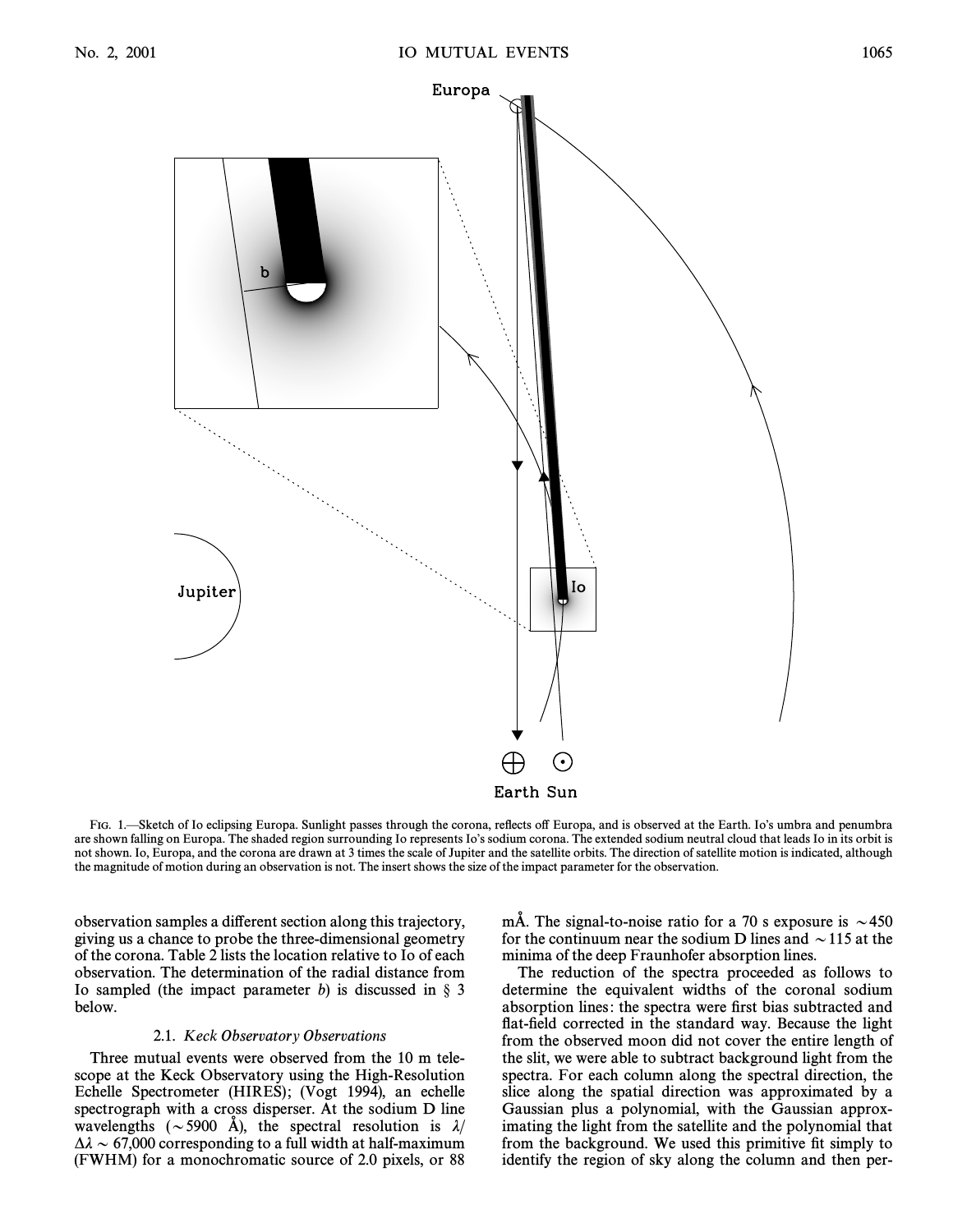FIG. 1.—Sketch of Io eclipsing Europa. Sunlight passes through the corona, reflects off Europa, and is observed at the Earth. Io's umbra and penumbra are shown falling on Europa. The shaded region surrounding Io represents Io's sodium corona. The extended sodium neutral cloud that leads Io in its orbit is not shown. Io, Europa, and the corona are drawn at 3 times the scale of Jupiter and the satellite orbits. The direction of satellite motion is indicated, although the magnitude of motion during an observation is not. The insert shows the size of the impact parameter for the observation.

observation samples a different section along this trajectory, giving us a chance to probe the three-dimensional geometry of the corona. Table 2 lists the location relative to Io of each observation. The determination of the radial distance from Io sampled (the impact parameter $b$) is discussed in § 3 below.

### 2.1. *Keck Observatory Observations*

Three mutual events were observed from the 10 m telescope at the Keck Observatory using the High-Resolution Echelle Spectrometer (HIRES); (Vogt 1994), an echelle spectrograph with a cross disperser. At the sodium D line wavelengths ($\sim$5900 Å), the spectral resolution is $\lambda/\Delta\lambda \sim 67{,}000$ corresponding to a full width at half-maximum (FWHM) for a monochromatic source of 2.0 pixels, or 88 mÅ. The signal-to-noise ratio for a 70 s exposure is $\sim$450 for the continuum near the sodium D lines and $\sim$115 at the minima of the deep Fraunhofer absorption lines.

The reduction of the spectra proceeded as follows to determine the equivalent widths of the coronal sodium absorption lines: the spectra were first bias subtracted and flat-field corrected in the standard way. Because the light from the observed moon did not cover the entire length of the slit, we were able to subtract background light from the spectra. For each column along the spectral direction, the slice along the spatial direction was approximated by a Gaussian plus a polynomial, with the Gaussian approximating the light from the satellite and the polynomial that from the background. We used this primitive fit simply to identify the region of sky along the column and then per-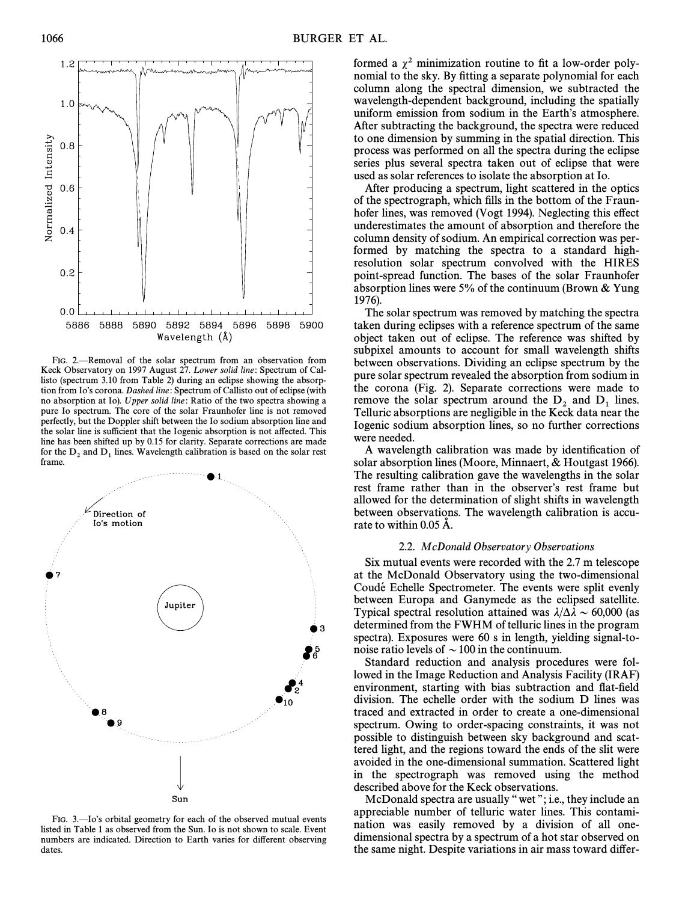FIG. 2.—Removal of the solar spectrum from an observation from Keck Observatory on 1997 August 27. *Lower solid line*: Spectrum of Callisto (spectrum 3.10 from Table 2) during an eclipse showing the absorption from Io's corona. *Dashed line*: Spectrum of Callisto out of eclipse (with no absorption at Io). *Upper solid line*: Ratio of the two spectra showing a pure Io spectrum. The core of the solar Fraunhofer line is not removed perfectly, but the Doppler shift between the Io sodium absorption line and the solar line is sufficient that the Iogenic absorption is not affected. This line has been shifted up by 0.15 for clarity. Separate corrections are made for the $D_2$ and $D_1$ lines. Wavelength calibration is based on the solar rest frame.

FIG. 3.—Io's orbital geometry for each of the observed mutual events listed in Table 1 as observed from the Sun. Io is not shown to scale. Event numbers are indicated. Direction to Earth varies for different observing dates.

formed a $\chi^2$ minimization routine to fit a low-order polynomial to the sky. By fitting a separate polynomial for each column along the spectral dimension, we subtracted the wavelength-dependent background, including the spatially uniform emission from sodium in the Earth's atmosphere. After subtracting the background, the spectra were reduced to one dimension by summing in the spatial direction. This process was performed on all the spectra during the eclipse series plus several spectra taken out of eclipse that were used as solar references to isolate the absorption at Io.

After producing a spectrum, light scattered in the optics of the spectrograph, which fills in the bottom of the Fraunhofer lines, was removed (Vogt 1994). Neglecting this effect underestimates the amount of absorption and therefore the column density of sodium. An empirical correction was performed by matching the spectra to a standard high-resolution solar spectrum convolved with the HIRES point-spread function. The bases of the solar Fraunhofer absorption lines were 5% of the continuum (Brown & Yung 1976).

The solar spectrum was removed by matching the spectra taken during eclipses with a reference spectrum of the same object taken out of eclipse. The reference was shifted by subpixel amounts to account for small wavelength shifts between observations. Dividing an eclipse spectrum by the pure solar spectrum revealed the absorption from sodium in the corona (Fig. 2). Separate corrections were made to remove the solar spectrum around the $D_2$ and $D_1$ lines. Telluric absorptions are negligible in the Keck data near the Iogenic sodium absorption lines, so no further corrections were needed.

A wavelength calibration was made by identification of solar absorption lines (Moore, Minnaert, & Houtgast 1966). The resulting calibration gave the wavelengths in the solar rest frame rather than in the observer's rest frame but allowed for the determination of slight shifts in wavelength between observations. The wavelength calibration is accurate to within 0.05 Å.

### 2.2. *McDonald Observatory Observations*

Six mutual events were recorded with the 2.7 m telescope at the McDonald Observatory using the two-dimensional Coudé Echelle Spectrometer. The events were split evenly between Europa and Ganymede as the eclipsed satellite. Typical spectral resolution attained was $\lambda/\Delta\lambda \sim 60{,}000$ (as determined from the FWHM of telluric lines in the program spectra). Exposures were 60 s in length, yielding signal-to-noise ratio levels of $\sim 100$ in the continuum.

Standard reduction and analysis procedures were followed in the Image Reduction and Analysis Facility (IRAF) environment, starting with bias subtraction and flat-field division. The echelle order with the sodium D lines was traced and extracted in order to create a one-dimensional spectrum. Owing to order-spacing constraints, it was not possible to distinguish between sky background and scattered light, and the regions toward the ends of the slit were avoided in the one-dimensional summation. Scattered light in the spectrograph was removed using the method described above for the Keck observations.

McDonald spectra are usually "wet"; i.e., they include an appreciable number of telluric water lines. This contamination was easily removed by a division of all one-dimensional spectra by a spectrum of a hot star observed on the same night. Despite variations in air mass toward differ-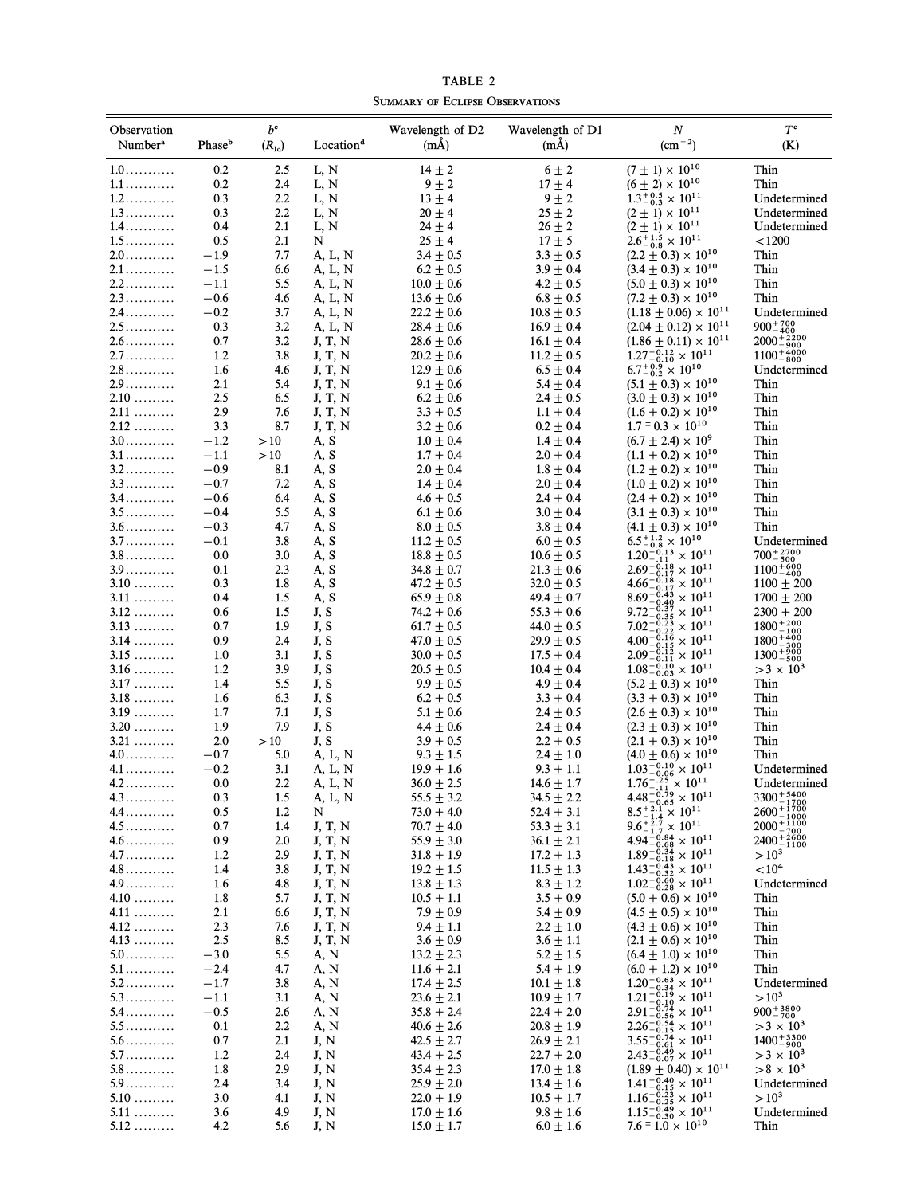TABLE 2

SUMMARY OF ECLIPSE OBSERVATIONS

| Observation Number[a] | Phase[b] | $b^c$ ($R_{Io}$) | Location[d] | Wavelength of D2 (mÅ) | Wavelength of D1 (mÅ) | $N$ ($cm^{-2}$) | $T^e$ (K) |
|---|---|---|---|---|---|---|---|
| 1.0 | 0.2 | 2.5 | L, N | $14 \pm 2$ | $6 \pm 2$ | $(7 \pm 1) \times 10^{10}$ | Thin |
| 1.1 | 0.2 | 2.4 | L, N | $9 \pm 2$ | $17 \pm 4$ | $(6 \pm 2) \times 10^{10}$ | Thin |
| 1.2 | 0.3 | 2.2 | L, N | $13 \pm 4$ | $9 \pm 2$ | $1.3^{+0.5}_{-0.3} \times 10^{11}$ | Undetermined |
| 1.3 | 0.3 | 2.2 | L, N | $20 \pm 4$ | $25 \pm 2$ | $(2 \pm 1) \times 10^{11}$ | Undetermined |
| 1.4 | 0.4 | 2.1 | L, N | $24 \pm 4$ | $26 \pm 2$ | $(2 \pm 1) \times 10^{11}$ | Undetermined |
| 1.5 | 0.5 | 2.1 | N | $25 \pm 4$ | $17 \pm 5$ | $2.6^{+1.5}_{-0.8} \times 10^{11}$ | $<1200$ |
| 2.0 | $-1.9$ | 7.7 | A, L, N | $3.4 \pm 0.5$ | $3.3 \pm 0.5$ | $(2.2 \pm 0.3) \times 10^{10}$ | Thin |
| 2.1 | $-1.5$ | 6.6 | A, L, N | $6.2 \pm 0.5$ | $3.9 \pm 0.4$ | $(3.4 \pm 0.3) \times 10^{10}$ | Thin |
| 2.2 | $-1.1$ | 5.5 | A, L, N | $10.0 \pm 0.6$ | $4.2 \pm 0.5$ | $(5.0 \pm 0.3) \times 10^{10}$ | Thin |
| 2.3 | $-0.6$ | 4.6 | A, L, N | $13.6 \pm 0.6$ | $6.8 \pm 0.5$ | $(7.2 \pm 0.3) \times 10^{10}$ | Thin |
| 2.4 | $-0.2$ | 3.7 | A, L, N | $22.2 \pm 0.6$ | $10.8 \pm 0.5$ | $(1.18 \pm 0.06) \times 10^{11}$ | Undetermined |
| 2.5 | 0.3 | 3.2 | A, L, N | $28.4 \pm 0.6$ | $16.9 \pm 0.4$ | $(2.04 \pm 0.12) \times 10^{11}$ | $900^{+700}_{-400}$ |
| 2.6 | 0.7 | 3.2 | J, T, N | $28.6 \pm 0.6$ | $16.1 \pm 0.4$ | $(1.86 \pm 0.11) \times 10^{11}$ | $2000^{+2200}_{-900}$ |
| 2.7 | 1.2 | 3.8 | J, T, N | $20.2 \pm 0.6$ | $11.2 \pm 0.5$ | $1.27^{+0.12}_{-0.10} \times 10^{11}$ | $1100^{+4000}_{-800}$ |
| 2.8 | 1.6 | 4.6 | J, T, N | $12.9 \pm 0.6$ | $6.5 \pm 0.4$ | $6.7^{+0.9}_{-0.2} \times 10^{10}$ | Undetermined |
| 2.9 | 2.1 | 5.4 | J, T, N | $9.1 \pm 0.6$ | $5.4 \pm 0.4$ | $(5.1 \pm 0.3) \times 10^{10}$ | Thin |
| 2.10 | 2.5 | 6.5 | J, T, N | $6.2 \pm 0.6$ | $2.4 \pm 0.5$ | $(3.0 \pm 0.3) \times 10^{10}$ | Thin |
| 2.11 | 2.9 | 7.6 | J, T, N | $3.3 \pm 0.5$ | $1.1 \pm 0.4$ | $(1.6 \pm 0.2) \times 10^{10}$ | Thin |
| 2.12 | 3.3 | 8.7 | J, T, N | $3.2 \pm 0.6$ | $0.2 \pm 0.4$ | $1.7 \pm 0.3 \times 10^{10}$ | Thin |
| 3.0 | $-1.2$ | $>10$ | A, S | $1.0 \pm 0.4$ | $1.4 \pm 0.4$ | $(6.7 \pm 2.4) \times 10^{9}$ | Thin |
| 3.1 | $-1.1$ | $>10$ | A, S | $1.7 \pm 0.4$ | $2.0 \pm 0.4$ | $(1.1 \pm 0.2) \times 10^{10}$ | Thin |
| 3.2 | $-0.9$ | 8.1 | A, S | $2.0 \pm 0.4$ | $1.8 \pm 0.4$ | $(1.2 \pm 0.2) \times 10^{10}$ | Thin |
| 3.3 | $-0.7$ | 7.2 | A, S | $1.4 \pm 0.4$ | $2.0 \pm 0.4$ | $(1.0 \pm 0.2) \times 10^{10}$ | Thin |
| 3.4 | $-0.6$ | 6.4 | A, S | $4.6 \pm 0.5$ | $2.4 \pm 0.4$ | $(2.4 \pm 0.2) \times 10^{10}$ | Thin |
| 3.5 | $-0.4$ | 5.5 | A, S | $6.1 \pm 0.6$ | $3.0 \pm 0.4$ | $(3.1 \pm 0.3) \times 10^{10}$ | Thin |
| 3.6 | $-0.3$ | 4.7 | A, S | $8.0 \pm 0.5$ | $3.8 \pm 0.4$ | $(4.1 \pm 0.3) \times 10^{10}$ | Thin |
| 3.7 | $-0.1$ | 3.8 | A, S | $11.2 \pm 0.5$ | $6.0 \pm 0.5$ | $6.5^{+1.2}_{-0.8} \times 10^{10}$ | Undetermined |
| 3.8 | 0.0 | 3.0 | A, S | $18.8 \pm 0.5$ | $10.6 \pm 0.5$ | $1.20^{+0.13}_{-.11} \times 10^{11}$ | $700^{+2700}_{-500}$ |
| 3.9 | 0.1 | 2.3 | A, S | $34.8 \pm 0.7$ | $21.3 \pm 0.6$ | $2.69^{+0.18}_{-0.17} \times 10^{11}$ | $1100^{+600}_{-400}$ |
| 3.10 | 0.3 | 1.8 | A, S | $47.2 \pm 0.5$ | $32.0 \pm 0.5$ | $4.66^{+0.18}_{-0.17} \times 10^{11}$ | $1100 \pm 200$ |
| 3.11 | 0.4 | 1.5 | A, S | $65.9 \pm 0.8$ | $49.4 \pm 0.7$ | $8.69^{+0.43}_{-0.40} \times 10^{11}$ | $1700 \pm 200$ |
| 3.12 | 0.6 | 1.5 | J, S | $74.2 \pm 0.6$ | $55.3 \pm 0.6$ | $9.72^{+0.37}_{-0.35} \times 10^{11}$ | $2300 \pm 200$ |
| 3.13 | 0.7 | 1.9 | J, S | $61.7 \pm 0.5$ | $44.0 \pm 0.5$ | $7.02^{+0.23}_{-0.22} \times 10^{11}$ | $1800^{+200}_{-100}$ |
| 3.14 | 0.9 | 2.4 | J, S | $47.0 \pm 0.5$ | $29.9 \pm 0.5$ | $4.00^{+0.16}_{-0.15} \times 10^{11}$ | $1800^{+400}_{-300}$ |
| 3.15 | 1.0 | 3.1 | J, S | $30.0 \pm 0.5$ | $17.5 \pm 0.4$ | $2.09^{+0.12}_{-0.11} \times 10^{11}$ | $1300^{+900}_{-500}$ |
| 3.16 | 1.2 | 3.9 | J, S | $20.5 \pm 0.5$ | $10.4 \pm 0.4$ | $1.08^{+0.10}_{-0.03} \times 10^{11}$ | $>3 \times 10^{3}$ |
| 3.17 | 1.4 | 5.5 | J, S | $9.9 \pm 0.5$ | $4.9 \pm 0.4$ | $(5.2 \pm 0.3) \times 10^{10}$ | Thin |
| 3.18 | 1.6 | 6.3 | J, S | $6.2 \pm 0.5$ | $3.3 \pm 0.4$ | $(3.3 \pm 0.3) \times 10^{10}$ | Thin |
| 3.19 | 1.7 | 7.1 | J, S | $5.1 \pm 0.6$ | $2.4 \pm 0.5$ | $(2.6 \pm 0.3) \times 10^{10}$ | Thin |
| 3.20 | 1.9 | 7.9 | J, S | $4.4 \pm 0.6$ | $2.4 \pm 0.4$ | $(2.3 \pm 0.3) \times 10^{10}$ | Thin |
| 3.21 | 2.0 | $>10$ | J, S | $3.9 \pm 0.5$ | $2.2 \pm 0.5$ | $(2.1 \pm 0.3) \times 10^{10}$ | Thin |
| 4.0 | $-0.7$ | 5.0 | A, L, N | $9.3 \pm 1.5$ | $2.4 \pm 1.0$ | $(4.0 \pm 0.6) \times 10^{10}$ | Thin |
| 4.1 | $-0.2$ | 3.1 | A, L, N | $19.9 \pm 1.6$ | $9.3 \pm 1.1$ | $1.03^{+0.10}_{-0.06} \times 10^{11}$ | Undetermined |
| 4.2 | 0.0 | 2.2 | A, L, N | $36.0 \pm 2.5$ | $14.6 \pm 1.7$ | $1.76^{+.25}_{-.11} \times 10^{11}$ | Undetermined |
| 4.3 | 0.3 | 1.5 | A, L, N | $55.5 \pm 3.2$ | $34.5 \pm 2.2$ | $4.48^{+0.79}_{-0.65} \times 10^{11}$ | $3300^{+5400}_{-1700}$ |
| 4.4 | 0.5 | 1.2 | N | $73.0 \pm 4.0$ | $52.4 \pm 3.1$ | $8.5^{+2.1}_{-1.4} \times 10^{11}$ | $2600^{+1700}_{-1000}$ |
| 4.5 | 0.7 | 1.4 | J, T, N | $70.7 \pm 4.0$ | $53.3 \pm 3.1$ | $9.6^{+2.7}_{-1.7} \times 10^{11}$ | $2000^{+1100}_{-700}$ |
| 4.6 | 0.9 | 2.0 | J, T, N | $55.9 \pm 3.0$ | $36.1 \pm 2.1$ | $4.94^{+0.84}_{-0.68} \times 10^{11}$ | $2400^{+2600}_{-1100}$ |
| 4.7 | 1.2 | 2.9 | J, T, N | $31.8 \pm 1.9$ | $17.2 \pm 1.3$ | $1.89^{+0.34}_{-0.18} \times 10^{11}$ | $>10^{3}$ |
| 4.8 | 1.4 | 3.8 | J, T, N | $19.2 \pm 1.5$ | $11.5 \pm 1.3$ | $1.43^{+0.43}_{-0.32} \times 10^{11}$ | $<10^{4}$ |
| 4.9 | 1.6 | 4.8 | J, T, N | $13.8 \pm 1.3$ | $8.3 \pm 1.2$ | $1.02^{+0.60}_{-0.28} \times 10^{11}$ | Undetermined |
| 4.10 | 1.8 | 5.7 | J, T, N | $10.5 \pm 1.1$ | $3.5 \pm 0.9$ | $(5.0 \pm 0.6) \times 10^{10}$ | Thin |
| 4.11 | 2.1 | 6.6 | J, T, N | $7.9 \pm 0.9$ | $5.4 \pm 0.9$ | $(4.5 \pm 0.5) \times 10^{10}$ | Thin |
| 4.12 | 2.3 | 7.6 | J, T, N | $9.4 \pm 1.1$ | $2.2 \pm 1.0$ | $(4.3 \pm 0.6) \times 10^{10}$ | Thin |
| 4.13 | 2.5 | 8.5 | J, T, N | $3.6 \pm 0.9$ | $3.6 \pm 1.1$ | $(2.1 \pm 0.6) \times 10^{10}$ | Thin |
| 5.0 | $-3.0$ | 5.5 | A, N | $13.2 \pm 2.3$ | $5.2 \pm 1.5$ | $(6.4 \pm 1.0) \times 10^{10}$ | Thin |
| 5.1 | $-2.4$ | 4.7 | A, N | $11.6 \pm 2.1$ | $5.4 \pm 1.9$ | $(6.0 \pm 1.2) \times 10^{10}$ | Thin |
| 5.2 | $-1.7$ | 3.8 | A, N | $17.4 \pm 2.5$ | $10.1 \pm 1.8$ | $1.20^{+0.63}_{-0.34} \times 10^{11}$ | Undetermined |
| 5.3 | $-1.1$ | 3.1 | A, N | $23.6 \pm 2.1$ | $10.9 \pm 1.7$ | $1.21^{+0.19}_{-0.10} \times 10^{11}$ | $>10^{3}$ |
| 5.4 | $-0.5$ | 2.6 | A, N | $35.8 \pm 2.4$ | $22.4 \pm 2.0$ | $2.91^{+0.74}_{-0.56} \times 10^{11}$ | $900^{+3800}_{-700}$ |
| 5.5 | 0.1 | 2.2 | A, N | $40.6 \pm 2.6$ | $20.8 \pm 1.9$ | $2.26^{+0.54}_{-0.15} \times 10^{11}$ | $>3 \times 10^{3}$ |
| 5.6 | 0.7 | 2.1 | J, N | $42.5 \pm 2.7$ | $26.9 \pm 2.1$ | $3.55^{+0.74}_{-0.61} \times 10^{11}$ | $1400^{+3300}_{-900}$ |
| 5.7 | 1.2 | 2.4 | J, N | $43.4 \pm 2.5$ | $22.7 \pm 2.0$ | $2.43^{+0.49}_{-0.07} \times 10^{11}$ | $>3 \times 10^{3}$ |
| 5.8 | 1.8 | 2.9 | J, N | $35.4 \pm 2.3$ | $17.0 \pm 1.8$ | $(1.89 \pm 0.40) \times 10^{11}$ | $>8 \times 10^{3}$ |
| 5.9 | 2.4 | 3.4 | J, N | $25.9 \pm 2.0$ | $13.4 \pm 1.6$ | $1.41^{+0.40}_{-0.15} \times 10^{11}$ | Undetermined |
| 5.10 | 3.0 | 4.1 | J, N | $22.0 \pm 1.9$ | $10.5 \pm 1.7$ | $1.16^{+0.23}_{-0.25} \times 10^{11}$ | $>10^{3}$ |
| 5.11 | 3.6 | 4.9 | J, N | $17.0 \pm 1.6$ | $9.8 \pm 1.6$ | $1.15^{+0.49}_{-0.30} \times 10^{11}$ | Undetermined |
| 5.12 | 4.2 | 5.6 | J, N | $15.0 \pm 1.7$ | $6.0 \pm 1.6$ | $7.6 \pm 1.0 \times 10^{10}$ | Thin |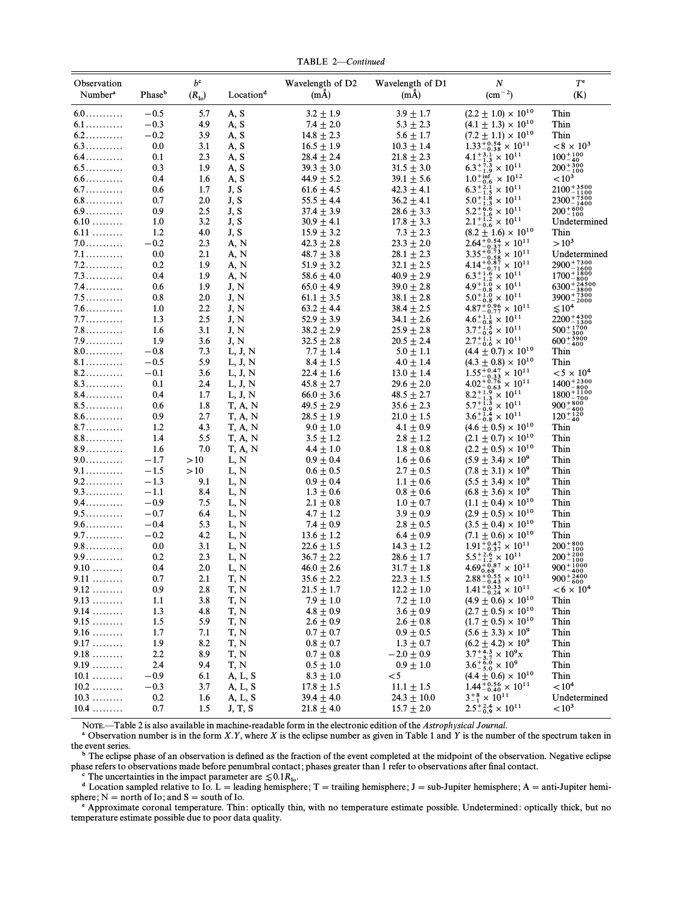TABLE 2—*Continued*

| Observation Number[a] | Phase[b] | $b^c$ ($R_{Io}$) | Location[d] | Wavelength of D2 (mÅ) | Wavelength of D1 (mÅ) | $N$ ($cm^{-2}$) | $T^e$ (K) |
|---|---|---|---|---|---|---|---|
| 6.0 | −0.5 | 5.7 | A, S | 3.2 ± 1.9 | 3.9 ± 1.7 | $(2.2 \pm 1.0) \times 10^{10}$ | Thin |
| 6.1 | −0.3 | 4.9 | A, S | 7.4 ± 2.0 | 5.3 ± 2.3 | $(4.1 \pm 1.3) \times 10^{10}$ | Thin |
| 6.2 | −0.2 | 3.9 | A, S | 14.8 ± 2.3 | 5.6 ± 1.7 | $(7.2 \pm 1.1) \times 10^{10}$ | Thin |
| 6.3 | 0.0 | 3.1 | A, S | 16.5 ± 1.9 | 10.3 ± 1.4 | $1.33^{+0.54}_{-0.38} \times 10^{11}$ | $<8 \times 10^3$ |
| 6.4 | 0.1 | 2.3 | A, S | 28.4 ± 2.4 | 21.8 ± 2.3 | $4.1^{+3.1}_{-1.3} \times 10^{11}$ | $100^{+100}_{-40}$ |
| 6.5 | 0.3 | 1.9 | A, S | 39.3 ± 3.0 | 31.5 ± 3.0 | $6.3^{+7.3}_{-1.9} \times 10^{11}$ | $200^{+300}_{-100}$ |
| 6.6 | 0.4 | 1.6 | A, S | 44.9 ± 5.2 | 39.1 ± 5.6 | $1.0^{+\inf}_{-0.6} \times 10^{12}$ | $<10^3$ |
| 6.7 | 0.6 | 1.7 | J, S | 61.6 ± 4.5 | 42.3 ± 4.1 | $6.3^{+2.1}_{-1.5} \times 10^{11}$ | $2100^{+3500}_{-1100}$ |
| 6.8 | 0.7 | 2.0 | J, S | 55.5 ± 4.4 | 36.2 ± 4.1 | $5.0^{+1.8}_{-1.3} \times 10^{11}$ | $2300^{+7500}_{-1400}$ |
| 6.9 | 0.9 | 2.5 | J, S | 37.4 ± 3.9 | 28.6 ± 3.3 | $5.2^{+6.6}_{-1.6} \times 10^{11}$ | $200^{+600}_{-100}$ |
| 6.10 | 1.0 | 3.2 | J, S | 30.9 ± 4.1 | 17.8 ± 3.3 | $2.1^{+1.2}_{-0.6} \times 10^{11}$ | Undetermined |
| 6.11 | 1.2 | 4.0 | J, S | 15.9 ± 3.2 | 7.3 ± 2.3 | $(8.2 \pm 1.6) \times 10^{10}$ | Thin |
| 7.0 | −0.2 | 2.3 | A, N | 42.3 ± 2.8 | 23.3 ± 2.0 | $2.64^{+0.54}_{-0.37} \times 10^{11}$ | $>10^3$ |
| 7.1 | 0.0 | 2.1 | A, N | 48.7 ± 3.8 | 28.1 ± 2.3 | $3.35^{+0.73}_{-0.58} \times 10^{11}$ | Undetermined |
| 7.2 | 0.2 | 1.9 | A, N | 51.9 ± 3.2 | 32.1 ± 2.5 | $4.14^{+0.87}_{-0.71} \times 10^{11}$ | $2900^{+7300}_{-1600}$ |
| 7.3 | 0.4 | 1.9 | A, N | 58.6 ± 4.0 | 40.9 ± 2.9 | $6.3^{+1.6}_{-1.2} \times 10^{11}$ | $1700^{+1800}_{-800}$ |
| 7.4 | 0.6 | 1.9 | J, N | 65.0 ± 4.9 | 39.0 ± 2.8 | $4.9^{+1.0}_{-0.8} \times 10^{11}$ | $6300^{+24500}_{-3800}$ |
| 7.5 | 0.8 | 2.0 | J, N | 61.1 ± 3.5 | 38.1 ± 2.8 | $5.0^{+1.0}_{-0.8} \times 10^{11}$ | $3900^{+7300}_{-2000}$ |
| 7.6 | 1.0 | 2.2 | J, N | 63.2 ± 4.4 | 38.4 ± 2.5 | $4.87^{+0.96}_{-0.77} \times 10^{11}$ | $\lesssim 10^4$ |
| 7.7 | 1.3 | 2.5 | J, N | 52.9 ± 3.9 | 34.1 ± 2.6 | $4.6^{+1.1}_{-0.8} \times 10^{11}$ | $2200^{+4300}_{-1300}$ |
| 7.8 | 1.6 | 3.1 | J, N | 38.2 ± 2.9 | 25.9 ± 2.8 | $3.7^{+1.5}_{-0.9} \times 10^{11}$ | $500^{+1700}_{-300}$ |
| 7.9 | 1.9 | 3.6 | J, N | 32.5 ± 2.8 | 20.5 ± 2.4 | $2.7^{+1.1}_{-0.6} \times 10^{11}$ | $600^{+5900}_{-400}$ |
| 8.0 | −0.8 | 7.3 | L, J, N | 7.7 ± 1.4 | 5.0 ± 1.1 | $(4.4 \pm 0.7) \times 10^{10}$ | Thin |
| 8.1 | −0.5 | 5.9 | L, J, N | 8.4 ± 1.5 | 4.0 ± 1.4 | $(4.3 \pm 0.8) \times 10^{10}$ | Thin |
| 8.2 | −0.1 | 3.6 | L, J, N | 22.4 ± 1.6 | 13.0 ± 1.4 | $1.55^{+0.47}_{-0.33} \times 10^{11}$ | $<5 \times 10^4$ |
| 8.3 | 0.1 | 2.4 | L, J, N | 45.8 ± 2.7 | 29.6 ± 2.0 | $4.02^{+0.76}_{-0.63} \times 10^{11}$ | $1400^{+2300}_{-800}$ |
| 8.4 | 0.4 | 1.7 | L, J, N | 66.0 ± 3.6 | 48.5 ± 2.7 | $8.2^{+1.9}_{-1.3} \times 10^{11}$ | $1800^{+1100}_{-700}$ |
| 8.5 | 0.6 | 1.8 | T, A, N | 49.5 ± 2.9 | 35.6 ± 2.3 | $5.7^{+1.3}_{-0.9} \times 10^{11}$ | $900^{+800}_{-400}$ |
| 8.6 | 0.9 | 2.7 | T, A, N | 28.5 ± 1.9 | 21.0 ± 1.5 | $3.6^{+1.4}_{-0.8} \times 10^{11}$ | $120^{+120}_{-40}$ |
| 8.7 | 1.2 | 4.3 | T, A, N | 9.0 ± 1.0 | 4.1 ± 0.9 | $(4.6 \pm 0.5) \times 10^{10}$ | Thin |
| 8.8 | 1.4 | 5.5 | T, A, N | 3.5 ± 1.2 | 2.8 ± 1.2 | $(2.1 \pm 0.7) \times 10^{10}$ | Thin |
| 8.9 | 1.6 | 7.0 | T, A, N | 4.4 ± 1.0 | 1.8 ± 0.8 | $(2.2 \pm 0.5) \times 10^{10}$ | Thin |
| 9.0 | −1.7 | >10 | L, N | 0.9 ± 0.4 | 1.6 ± 0.6 | $(5.9 \pm 3.4) \times 10^9$ | Thin |
| 9.1 | −1.5 | >10 | L, N | 0.6 ± 0.5 | 2.7 ± 0.5 | $(7.8 \pm 3.1) \times 10^9$ | Thin |
| 9.2 | −1.3 | 9.1 | L, N | 0.9 ± 0.4 | 1.1 ± 0.6 | $(5.5 \pm 3.4) \times 10^9$ | Thin |
| 9.3 | −1.1 | 8.4 | L, N | 1.3 ± 0.6 | 0.8 ± 0.6 | $(6.8 \pm 3.6) \times 10^9$ | Thin |
| 9.4 | −0.9 | 7.5 | L, N | 2.1 ± 0.8 | 1.0 ± 0.7 | $(1.1 \pm 0.4) \times 10^{10}$ | Thin |
| 9.5 | −0.7 | 6.4 | L, N | 4.7 ± 1.2 | 3.9 ± 0.9 | $(2.9 \pm 0.5) \times 10^{10}$ | Thin |
| 9.6 | −0.4 | 5.3 | L, N | 7.4 ± 0.9 | 2.8 ± 0.5 | $(3.5 \pm 0.4) \times 10^{10}$ | Thin |
| 9.7 | −0.2 | 4.2 | L, N | 13.6 ± 1.2 | 6.4 ± 0.9 | $(7.1 \pm 0.6) \times 10^{10}$ | Thin |
| 9.8 | 0.0 | 3.1 | L, N | 22.6 ± 1.5 | 14.3 ± 1.2 | $1.91^{+0.47}_{-0.37} \times 10^{11}$ | $200^{+800}_{-100}$ |
| 9.9 | 0.2 | 2.3 | L, N | 36.7 ± 2.2 | 28.6 ± 1.7 | $5.5^{+2.6}_{-1.2} \times 10^{11}$ | $200^{+200}_{-100}$ |
| 9.10 | 0.4 | 2.0 | L, N | 46.0 ± 2.6 | 31.7 ± 1.8 | $4.69^{+0.87}_{0.68} \times 10^{11}$ | $900^{+1000}_{-400}$ |
| 9.11 | 0.7 | 2.1 | T, N | 35.6 ± 2.2 | 22.3 ± 1.5 | $2.88^{+0.55}_{-0.43} \times 10^{11}$ | $900^{+2400}_{-600}$ |
| 9.12 | 0.9 | 2.8 | T, N | 21.5 ± 1.7 | 12.2 ± 1.0 | $1.41^{+0.33}_{-0.24} \times 10^{11}$ | $<6 \times 10^4$ |
| 9.13 | 1.1 | 3.8 | T, N | 7.9 ± 1.0 | 7.2 ± 1.0 | $(4.9 \pm 0.6) \times 10^{10}$ | Thin |
| 9.14 | 1.3 | 4.8 | T, N | 4.8 ± 0.9 | 3.6 ± 0.9 | $(2.7 \pm 0.5) \times 10^{10}$ | Thin |
| 9.15 | 1.5 | 5.9 | T, N | 2.6 ± 0.9 | 2.6 ± 0.8 | $(1.7 \pm 0.5) \times 10^{10}$ | Thin |
| 9.16 | 1.7 | 7.1 | T, N | 0.7 ± 0.7 | 0.9 ± 0.5 | $(5.6 \pm 3.3) \times 10^9$ | Thin |
| 9.17 | 1.9 | 8.2 | T, N | 0.8 ± 0.7 | 1.3 ± 0.7 | $(6.2 \pm 4.2) \times 10^9$ | Thin |
| 9.18 | 2.2 | 8.9 | T, N | 0.7 ± 0.8 | −2.0 ± 0.9 | $3.7^{+4.3}_{-3.7} \times 10^9 x$ | Thin |
| 9.19 | 2.4 | 9.4 | T, N | 0.5 ± 1.0 | 0.9 ± 1.0 | $3.6^{+6.0}_{-5.0} \times 10^9$ | Thin |
| 10.1 | −0.9 | 6.1 | A, L, S | 8.3 ± 1.0 | <5 | $(4.4 \pm 0.6) \times 10^{10}$ | Thin |
| 10.2 | −0.3 | 3.7 | A, L, S | 17.8 ± 1.5 | 11.1 ± 1.5 | $1.44^{+0.56}_{-0.40} \times 10^{11}$ | $<10^4$ |
| 10.3 | 0.2 | 1.6 | A, L, S | 39.4 ± 4.0 | 24.3 ± 10.0 | $3^{+8}_{-1} \times 10^{11}$ | Undetermined |
| 10.4 | 0.7 | 1.5 | J, T, S | 21.8 ± 4.0 | 15.7 ± 2.0 | $2.5^{+2.4}_{-0.9} \times 10^{11}$ | $<10^3$ |

NOTE.—Table 2 is also available in machine-readable form in the electronic edition of the *Astrophysical Journal*.

[a] Observation number is in the form X.Y, where X is the eclipse number as given in Table 1 and Y is the number of the spectrum taken in the event series.

[b] The eclipse phase of an observation is defined as the fraction of the event completed at the midpoint of the observation. Negative eclipse phase refers to observations made before penumbral contact; phases greater than 1 refer to observations after final contact.

[c] The uncertainties in the impact parameter are $\lesssim 0.1 R_{Io}$.

[d] Location sampled relative to Io. L = leading hemisphere; T = trailing hemisphere; J = sub-Jupiter hemisphere; A = anti-Jupiter hemisphere; N = north of Io; and S = south of Io.

[e] Approximate coronal temperature. Thin: optically thin, with no temperature estimate possible. Undetermined: optically thick, but no temperature estimate possible due to poor data quality.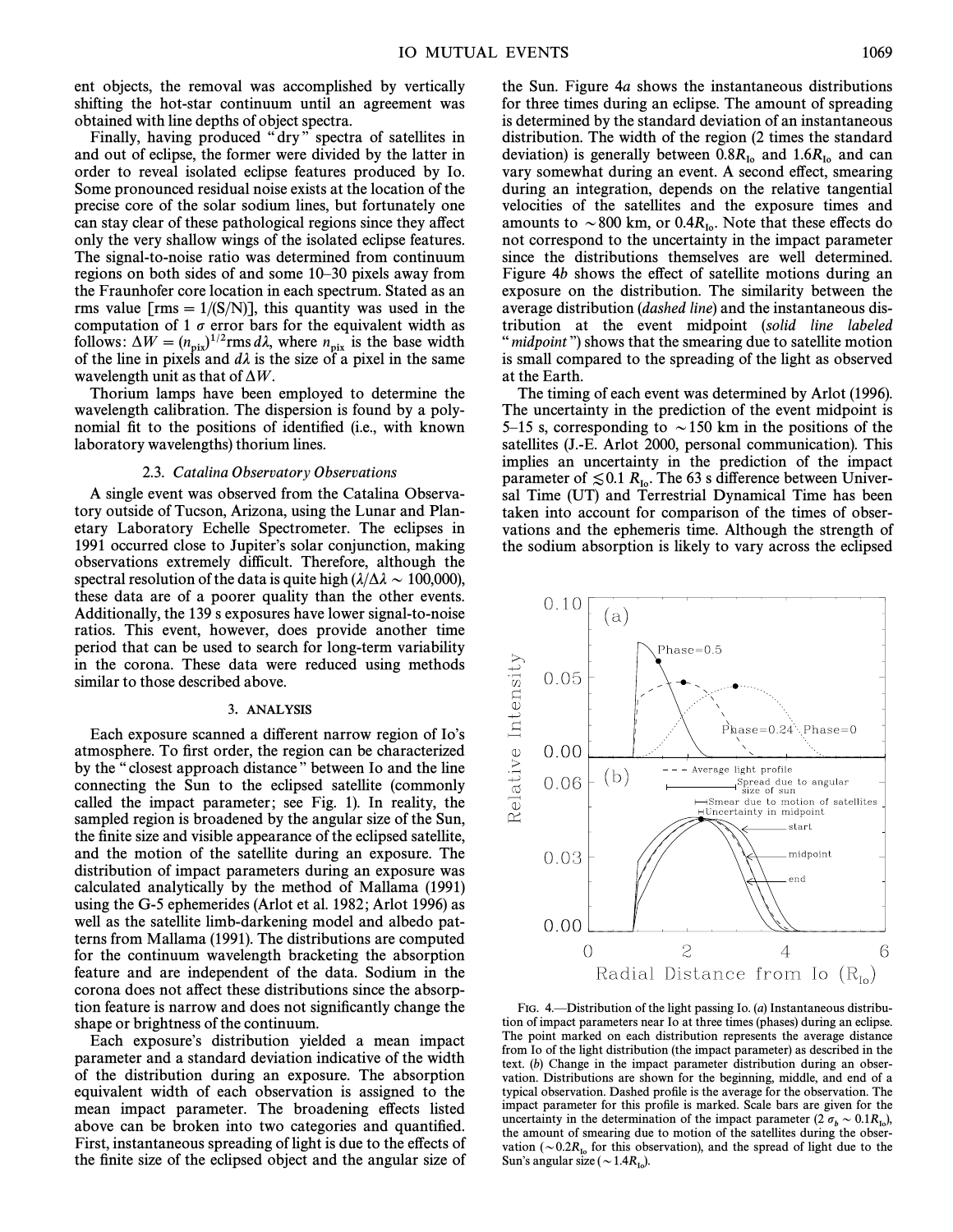ent objects, the removal was accomplished by vertically shifting the hot-star continuum until an agreement was obtained with line depths of object spectra.

Finally, having produced "dry" spectra of satellites in and out of eclipse, the former were divided by the latter in order to reveal isolated eclipse features produced by Io. Some pronounced residual noise exists at the location of the precise core of the solar sodium lines, but fortunately one can stay clear of these pathological regions since they affect only the very shallow wings of the isolated eclipse features. The signal-to-noise ratio was determined from continuum regions on both sides of and some 10–30 pixels away from the Fraunhofer core location in each spectrum. Stated as an rms value [rms = 1/(S/N)], this quantity was used in the computation of 1 $\sigma$ error bars for the equivalent width as follows: $\Delta W = (n_{\rm pix})^{1/2} {\rm rms}\, d\lambda$, where $n_{\rm pix}$ is the base width of the line in pixels and $d\lambda$ is the size of a pixel in the same wavelength unit as that of $\Delta W$.

Thorium lamps have been employed to determine the wavelength calibration. The dispersion is found by a polynomial fit to the positions of identified (i.e., with known laboratory wavelengths) thorium lines.

### 2.3. *Catalina Observatory Observations*

A single event was observed from the Catalina Observatory outside of Tucson, Arizona, using the Lunar and Planetary Laboratory Echelle Spectrometer. The eclipses in 1991 occurred close to Jupiter's solar conjunction, making observations extremely difficult. Therefore, although the spectral resolution of the data is quite high ($\lambda/\Delta\lambda \sim 100{,}000$), these data are of a poorer quality than the other events. Additionally, the 139 s exposures have lower signal-to-noise ratios. This event, however, does provide another time period that can be used to search for long-term variability in the corona. These data were reduced using methods similar to those described above.

## 3. ANALYSIS

Each exposure scanned a different narrow region of Io's atmosphere. To first order, the region can be characterized by the "closest approach distance" between Io and the line connecting the Sun to the eclipsed satellite (commonly called the impact parameter; see Fig. 1). In reality, the sampled region is broadened by the angular size of the Sun, the finite size and visible appearance of the eclipsed satellite, and the motion of the satellite during an exposure. The distribution of impact parameters during an exposure was calculated analytically by the method of Mallama (1991) using the G-5 ephemerides (Arlot et al. 1982; Arlot 1996) as well as the satellite limb-darkening model and albedo patterns from Mallama (1991). The distributions are computed for the continuum wavelength bracketing the absorption feature and are independent of the data. Sodium in the corona does not affect these distributions since the absorption feature is narrow and does not significantly change the shape or brightness of the continuum.

Each exposure's distribution yielded a mean impact parameter and a standard deviation indicative of the width of the distribution during an exposure. The absorption equivalent width of each observation is assigned to the mean impact parameter. The broadening effects listed above can be broken into two categories and quantified. First, instantaneous spreading of light is due to the effects of the finite size of the eclipsed object and the angular size of the Sun. Figure 4*a* shows the instantaneous distributions for three times during an eclipse. The amount of spreading is determined by the standard deviation of an instantaneous distribution. The width of the region (2 times the standard deviation) is generally between $0.8R_{\rm Io}$ and $1.6R_{\rm Io}$ and can vary somewhat during an event. A second effect, smearing during an integration, depends on the relative tangential velocities of the satellites and the exposure times and amounts to $\sim$800 km, or $0.4R_{\rm Io}$. Note that these effects do not correspond to the uncertainty in the impact parameter since the distributions themselves are well determined. Figure 4*b* shows the effect of satellite motions during an exposure on the distribution. The similarity between the average distribution (*dashed line*) and the instantaneous distribution at the event midpoint (*solid line labeled "midpoint"*) shows that the smearing due to satellite motion is small compared to the spreading of the light as observed at the Earth.

The timing of each event was determined by Arlot (1996). The uncertainty in the prediction of the event midpoint is 5–15 s, corresponding to $\sim$150 km in the positions of the satellites (J.-E. Arlot 2000, personal communication). This implies an uncertainty in the prediction of the impact parameter of $\lesssim 0.1\,R_{\rm Io}$. The 63 s difference between Universal Time (UT) and Terrestrial Dynamical Time has been taken into account for comparison of the times of observations and the ephemeris time. Although the strength of the sodium absorption is likely to vary across the eclipsed

FIG. 4.—Distribution of the light passing Io. (*a*) Instantaneous distribution of impact parameters near Io at three times (phases) during an eclipse. The point marked on each distribution represents the average distance from Io of the light distribution (the impact parameter) as described in the text. (*b*) Change in the impact parameter distribution during an observation. Distributions are shown for the beginning, middle, and end of a typical observation. Dashed profile is the average for the observation. The impact parameter for this profile is marked. Scale bars are given for the uncertainty in the determination of the impact parameter ($2\,\sigma_b \sim 0.1R_{\rm Io}$), the amount of smearing due to motion of the satellites during the observation ($\sim 0.2R_{\rm Io}$ for this observation), and the spread of light due to the Sun's angular size ($\sim 1.4R_{\rm Io}$).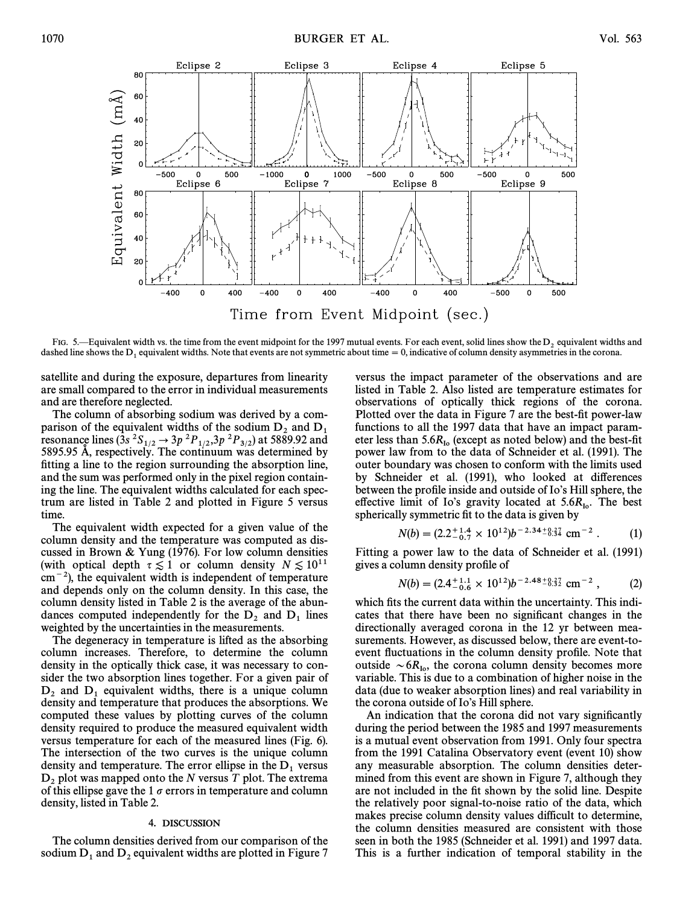FIG. 5.—Equivalent width vs. the time from the event midpoint for the 1997 mutual events. For each event, solid lines show the $D_2$ equivalent widths and dashed line shows the $D_1$ equivalent widths. Note that events are not symmetric about time = 0, indicative of column density asymmetries in the corona.

satellite and during the exposure, departures from linearity are small compared to the error in individual measurements and are therefore neglected.

The column of absorbing sodium was derived by a comparison of the equivalent widths of the sodium $D_2$ and $D_1$ resonance lines ($3s\ ^2S_{1/2} \rightarrow 3p\ ^2P_{1/2}, 3p\ ^2P_{3/2}$) at 5889.92 and 5895.95 Å, respectively. The continuum was determined by fitting a line to the region surrounding the absorption line, and the sum was performed only in the pixel region containing the line. The equivalent widths calculated for each spectrum are listed in Table 2 and plotted in Figure 5 versus time.

The equivalent width expected for a given value of the column density and the temperature was computed as discussed in Brown & Yung (1976). For low column densities (with optical depth $\tau \lesssim 1$ or column density $N \lesssim 10^{11}$ cm$^{-2}$), the equivalent width is independent of temperature and depends only on the column density. In this case, the column density listed in Table 2 is the average of the abundances computed independently for the $D_2$ and $D_1$ lines weighted by the uncertainties in the measurements.

The degeneracy in temperature is lifted as the absorbing column increases. Therefore, to determine the column density in the optically thick case, it was necessary to consider the two absorption lines together. For a given pair of $D_2$ and $D_1$ equivalent widths, there is a unique column density and temperature that produces the absorptions. We computed these values by plotting curves of the column density required to produce the measured equivalent width versus temperature for each of the measured lines (Fig. 6). The intersection of the two curves is the unique column density and temperature. The error ellipse in the $D_1$ versus $D_2$ plot was mapped onto the $N$ versus $T$ plot. The extrema of this ellipse gave the 1 $\sigma$ errors in temperature and column density, listed in Table 2.

## 4. DISCUSSION

The column densities derived from our comparison of the sodium $D_1$ and $D_2$ equivalent widths are plotted in Figure 7 versus the impact parameter of the observations and are listed in Table 2. Also listed are temperature estimates for observations of optically thick regions of the corona. Plotted over the data in Figure 7 are the best-fit power-law functions to all the 1997 data that have an impact parameter less than $5.6R_{\text{Io}}$ (except as noted below) and the best-fit power law from to the data of Schneider et al. (1991). The outer boundary was chosen to conform with the limits used by Schneider et al. (1991), who looked at differences between the profile inside and outside of Io's Hill sphere, the effective limit of Io's gravity located at $5.6R_{\text{Io}}$. The best spherically symmetric fit to the data is given by

$$N(b) = (2.2^{+1.4}_{-0.7} \times 10^{12}) b^{-2.34^{+0.27}_{-0.34}}\ \text{cm}^{-2}\ . \qquad (1)$$

Fitting a power law to the data of Schneider et al. (1991) gives a column density profile of

$$N(b) = (2.4^{+1.1}_{-0.6} \times 10^{12}) b^{-2.48^{+0.27}_{-0.32}}\ \text{cm}^{-2}\ , \qquad (2)$$

which fits the current data within the uncertainty. This indicates that there have been no significant changes in the directionally averaged corona in the 12 yr between measurements. However, as discussed below, there are event-to-event fluctuations in the column density profile. Note that outside $\sim 6R_{\text{Io}}$, the corona column density becomes more variable. This is due to a combination of higher noise in the data (due to weaker absorption lines) and real variability in the corona outside of Io's Hill sphere.

An indication that the corona did not vary significantly during the period between the 1985 and 1997 measurements is a mutual event observation from 1991. Only four spectra from the 1991 Catalina Observatory event (event 10) show any measurable absorption. The column densities determined from this event are shown in Figure 7, although they are not included in the fit shown by the solid line. Despite the relatively poor signal-to-noise ratio of the data, which makes precise column density values difficult to determine, the column densities measured are consistent with those seen in both the 1985 (Schneider et al. 1991) and 1997 data. This is a further indication of temporal stability in the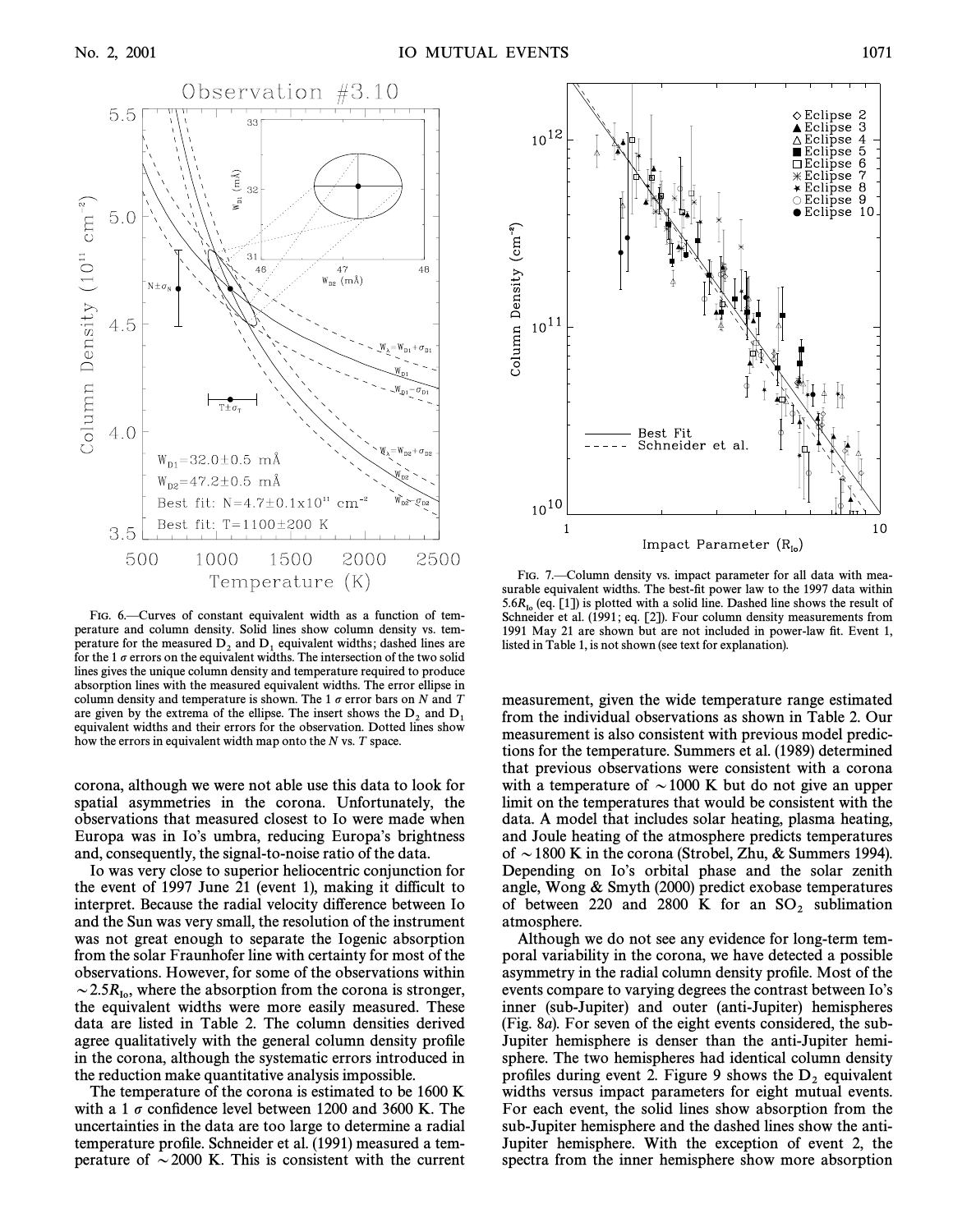FIG. 6.—Curves of constant equivalent width as a function of temperature and column density. Solid lines show column density vs. temperature for the measured $D_2$ and $D_1$ equivalent widths; dashed lines are for the 1 $\sigma$ errors on the equivalent widths. The intersection of the two solid lines gives the unique column density and temperature required to produce absorption lines with the measured equivalent widths. The error ellipse in column density and temperature is shown. The 1 $\sigma$ error bars on $N$ and $T$ are given by the extrema of the ellipse. The insert shows the $D_2$ and $D_1$ equivalent widths and their errors for the observation. Dotted lines show how the errors in equivalent width map onto the $N$ vs. $T$ space.

FIG. 7.—Column density vs. impact parameter for all data with measurable equivalent widths. The best-fit power law to the 1997 data within $5.6R_{Io}$ (eq. [1]) is plotted with a solid line. Dashed line shows the result of Schneider et al. (1991; eq. [2]). Four column density measurements from 1991 May 21 are shown but are not included in power-law fit. Event 1, listed in Table 1, is not shown (see text for explanation).

corona, although we were not able use this data to look for spatial asymmetries in the corona. Unfortunately, the observations that measured closest to Io were made when Europa was in Io's umbra, reducing Europa's brightness and, consequently, the signal-to-noise ratio of the data.

Io was very close to superior heliocentric conjunction for the event of 1997 June 21 (event 1), making it difficult to interpret. Because the radial velocity difference between Io and the Sun was very small, the resolution of the instrument was not great enough to separate the Iogenic absorption from the solar Fraunhofer line with certainty for most of the observations. However, for some of the observations within $\sim 2.5R_{Io}$, where the absorption from the corona is stronger, the equivalent widths were more easily measured. These data are listed in Table 2. The column densities derived agree qualitatively with the general column density profile in the corona, although the systematic errors introduced in the reduction make quantitative analysis impossible.

The temperature of the corona is estimated to be 1600 K with a 1 $\sigma$ confidence level between 1200 and 3600 K. The uncertainties in the data are too large to determine a radial temperature profile. Schneider et al. (1991) measured a temperature of $\sim 2000$ K. This is consistent with the current measurement, given the wide temperature range estimated from the individual observations as shown in Table 2. Our measurement is also consistent with previous model predictions for the temperature. Summers et al. (1989) determined that previous observations were consistent with a corona with a temperature of $\sim 1000$ K but do not give an upper limit on the temperatures that would be consistent with the data. A model that includes solar heating, plasma heating, and Joule heating of the atmosphere predicts temperatures of $\sim 1800$ K in the corona (Strobel, Zhu, & Summers 1994). Depending on Io's orbital phase and the solar zenith angle, Wong & Smyth (2000) predict exobase temperatures of between 220 and 2800 K for an $SO_2$ sublimation atmosphere.

Although we do not see any evidence for long-term temporal variability in the corona, we have detected a possible asymmetry in the radial column density profile. Most of the events compare to varying degrees the contrast between Io's inner (sub-Jupiter) and outer (anti-Jupiter) hemispheres (Fig. 8*a*). For seven of the eight events considered, the sub-Jupiter hemisphere is denser than the anti-Jupiter hemisphere. The two hemispheres had identical column density profiles during event 2. Figure 9 shows the $D_2$ equivalent widths versus impact parameters for eight mutual events. For each event, the solid lines show absorption from the sub-Jupiter hemisphere and the dashed lines show the anti-Jupiter hemisphere. With the exception of event 2, the spectra from the inner hemisphere show more absorption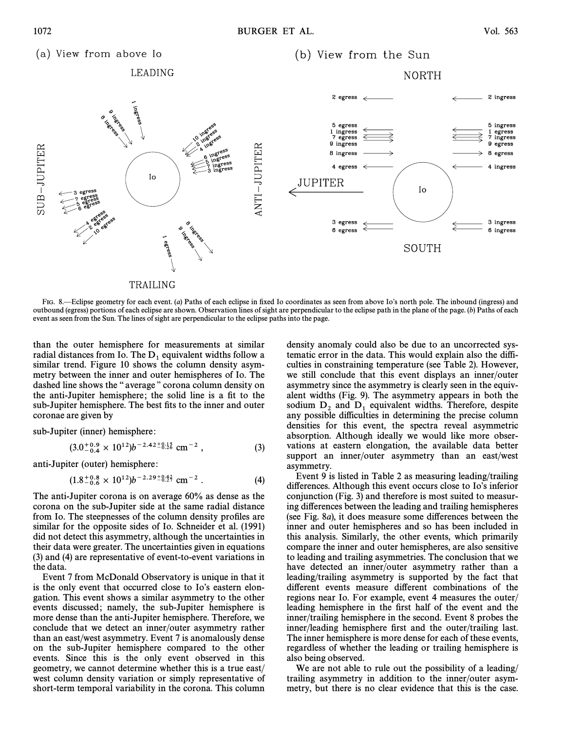FIG. 8.—Eclipse geometry for each event. (*a*) Paths of each eclipse in fixed Io coordinates as seen from above Io's north pole. The inbound (ingress) and outbound (egress) portions of each eclipse are shown. Observation lines of sight are perpendicular to the eclipse path in the plane of the page. (*b*) Paths of each event as seen from the Sun. The lines of sight are perpendicular to the eclipse paths into the page.

than the outer hemisphere for measurements at similar radial distances from Io. The $D_1$ equivalent widths follow a similar trend. Figure 10 shows the column density asymmetry between the inner and outer hemispheres of Io. The dashed line shows the " average " corona column density on the anti-Jupiter hemisphere; the solid line is a fit to the sub-Jupiter hemisphere. The best fits to the inner and outer coronae are given by

sub-Jupiter (inner) hemisphere:

$$(3.0^{+0.9}_{-0.4} \times 10^{12})b^{-2.42^{+0.15}_{-0.26}}\ \mathrm{cm}^{-2}\ , \tag{3}$$

anti-Jupiter (outer) hemisphere:

$$(1.8^{+0.8}_{-0.6} \times 10^{12})b^{-2.29^{+0.42}_{-0.27}}\ \mathrm{cm}^{-2}\ . \tag{4}$$

The anti-Jupiter corona is on average 60% as dense as the corona on the sub-Jupiter side at the same radial distance from Io. The steepnesses of the column density profiles are similar for the opposite sides of Io. Schneider et al. (1991) did not detect this asymmetry, although the uncertainties in their data were greater. The uncertainties given in equations (3) and (4) are representative of event-to-event variations in the data.

Event 7 from McDonald Observatory is unique in that it is the only event that occurred close to Io's eastern elongation. This event shows a similar asymmetry to the other events discussed; namely, the sub-Jupiter hemisphere is more dense than the anti-Jupiter hemisphere. Therefore, we conclude that we detect an inner/outer asymmetry rather than an east/west asymmetry. Event 7 is anomalously dense on the sub-Jupiter hemisphere compared to the other events. Since this is the only event observed in this geometry, we cannot determine whether this is a true east/west column density variation or simply representative of short-term temporal variability in the corona. This column density anomaly could also be due to an uncorrected systematic error in the data. This would explain also the difficulties in constraining temperature (see Table 2). However, we still conclude that this event displays an inner/outer asymmetry since the asymmetry is clearly seen in the equivalent widths (Fig. 9). The asymmetry appears in both the sodium $D_2$ and $D_1$ equivalent widths. Therefore, despite any possible difficulties in determining the precise column densities for this event, the spectra reveal asymmetric absorption. Although ideally we would like more observations at eastern elongation, the available data better support an inner/outer asymmetry than an east/west asymmetry.

Event 9 is listed in Table 2 as measuring leading/trailing differences. Although this event occurs close to Io's inferior conjunction (Fig. 3) and therefore is most suited to measuring differences between the leading and trailing hemispheres (see Fig. 8*a*), it does measure some differences between the inner and outer hemispheres and so has been included in this analysis. Similarly, the other events, which primarily compare the inner and outer hemispheres, are also sensitive to leading and trailing asymmetries. The conclusion that we have detected an inner/outer asymmetry rather than a leading/trailing asymmetry is supported by the fact that different events measure different combinations of the regions near Io. For example, event 4 measures the outer/leading hemisphere in the first half of the event and the inner/trailing hemisphere in the second. Event 8 probes the inner/leading hemisphere first and the outer/trailing last. The inner hemisphere is more dense for each of these events, regardless of whether the leading or trailing hemisphere is also being observed.

We are not able to rule out the possibility of a leading/trailing asymmetry in addition to the inner/outer asymmetry, but there is no clear evidence that this is the case.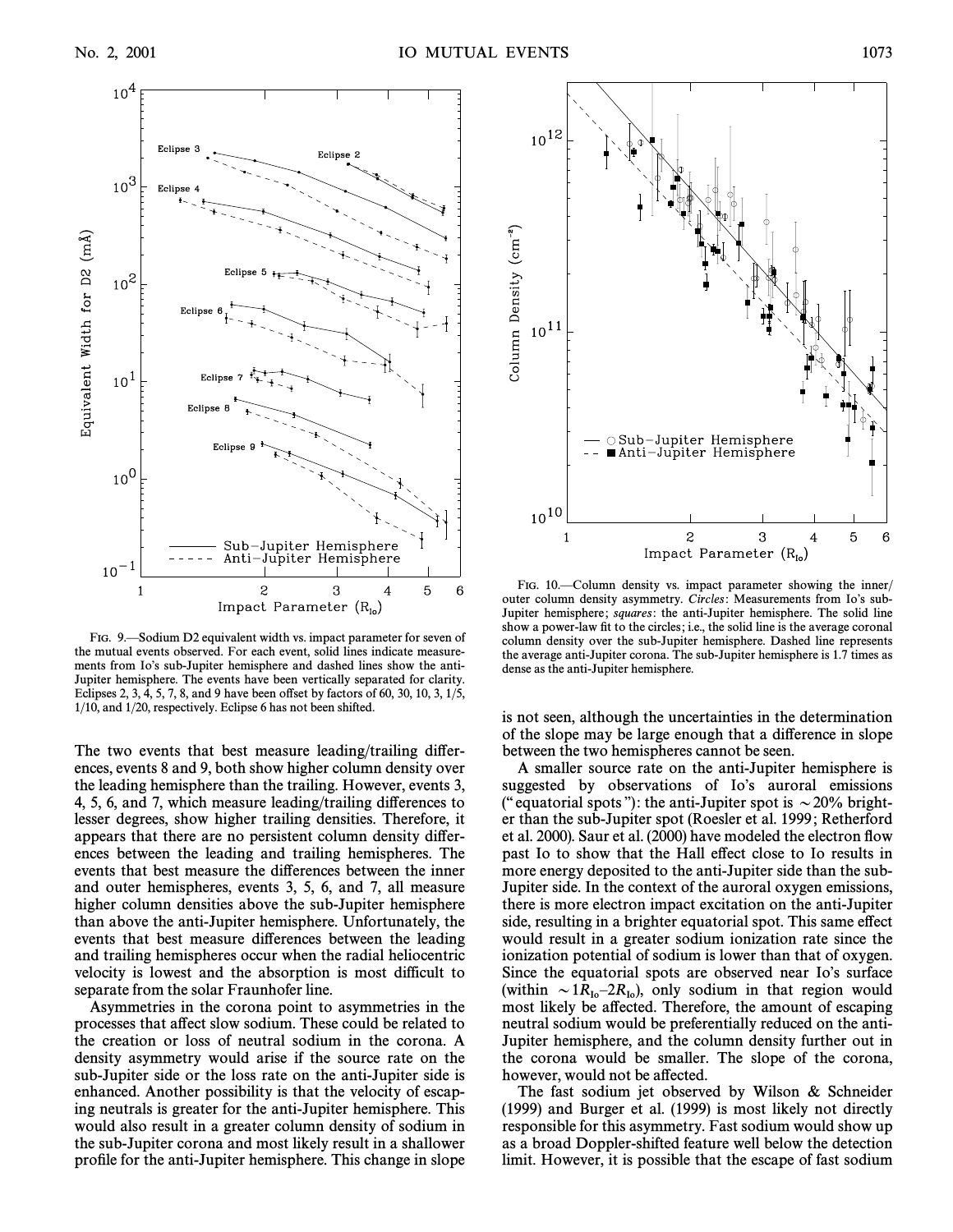FIG. 9.—Sodium D2 equivalent width vs. impact parameter for seven of the mutual events observed. For each event, solid lines indicate measurements from Io's sub-Jupiter hemisphere and dashed lines show the anti-Jupiter hemisphere. The events have been vertically separated for clarity. Eclipses 2, 3, 4, 5, 7, 8, and 9 have been offset by factors of 60, 30, 10, 3, 1/5, 1/10, and 1/20, respectively. Eclipse 6 has not been shifted.

FIG. 10.—Column density vs. impact parameter showing the inner/outer column density asymmetry. *Circles*: Measurements from Io's sub-Jupiter hemisphere; *squares*: the anti-Jupiter hemisphere. The solid line show a power-law fit to the circles; i.e., the solid line is the average coronal column density over the sub-Jupiter hemisphere. Dashed line represents the average anti-Jupiter corona. The sub-Jupiter hemisphere is 1.7 times as dense as the anti-Jupiter hemisphere.

The two events that best measure leading/trailing differences, events 8 and 9, both show higher column density over the leading hemisphere than the trailing. However, events 3, 4, 5, 6, and 7, which measure leading/trailing differences to lesser degrees, show higher trailing densities. Therefore, it appears that there are no persistent column density differences between the leading and trailing hemispheres. The events that best measure the differences between the inner and outer hemispheres, events 3, 5, 6, and 7, all measure higher column densities above the sub-Jupiter hemisphere than above the anti-Jupiter hemisphere. Unfortunately, the events that best measure differences between the leading and trailing hemispheres occur when the radial heliocentric velocity is lowest and the absorption is most difficult to separate from the solar Fraunhofer line.

Asymmetries in the corona point to asymmetries in the processes that affect slow sodium. These could be related to the creation or loss of neutral sodium in the corona. A density asymmetry would arise if the source rate on the sub-Jupiter side or the loss rate on the anti-Jupiter side is enhanced. Another possibility is that the velocity of escaping neutrals is greater for the anti-Jupiter hemisphere. This would also result in a greater column density of sodium in the sub-Jupiter corona and most likely result in a shallower profile for the anti-Jupiter hemisphere. This change in slope is not seen, although the uncertainties in the determination of the slope may be large enough that a difference in slope between the two hemispheres cannot be seen.

A smaller source rate on the anti-Jupiter hemisphere is suggested by observations of Io's auroral emissions ("equatorial spots"): the anti-Jupiter spot is $\sim 20\%$ brighter than the sub-Jupiter spot (Roesler et al. 1999; Retherford et al. 2000). Saur et al. (2000) have modeled the electron flow past Io to show that the Hall effect close to Io results in more energy deposited to the anti-Jupiter side than the sub-Jupiter side. In the context of the auroral oxygen emissions, there is more electron impact excitation on the anti-Jupiter side, resulting in a brighter equatorial spot. This same effect would result in a greater sodium ionization rate since the ionization potential of sodium is lower than that of oxygen. Since the equatorial spots are observed near Io's surface (within $\sim 1 R_{\mathrm{Io}}$–$2 R_{\mathrm{Io}}$), only sodium in that region would most likely be affected. Therefore, the amount of escaping neutral sodium would be preferentially reduced on the anti-Jupiter hemisphere, and the column density further out in the corona would be smaller. The slope of the corona, however, would not be affected.

The fast sodium jet observed by Wilson & Schneider (1999) and Burger et al. (1999) is most likely not directly responsible for this asymmetry. Fast sodium would show up as a broad Doppler-shifted feature well below the detection limit. However, it is possible that the escape of fast sodium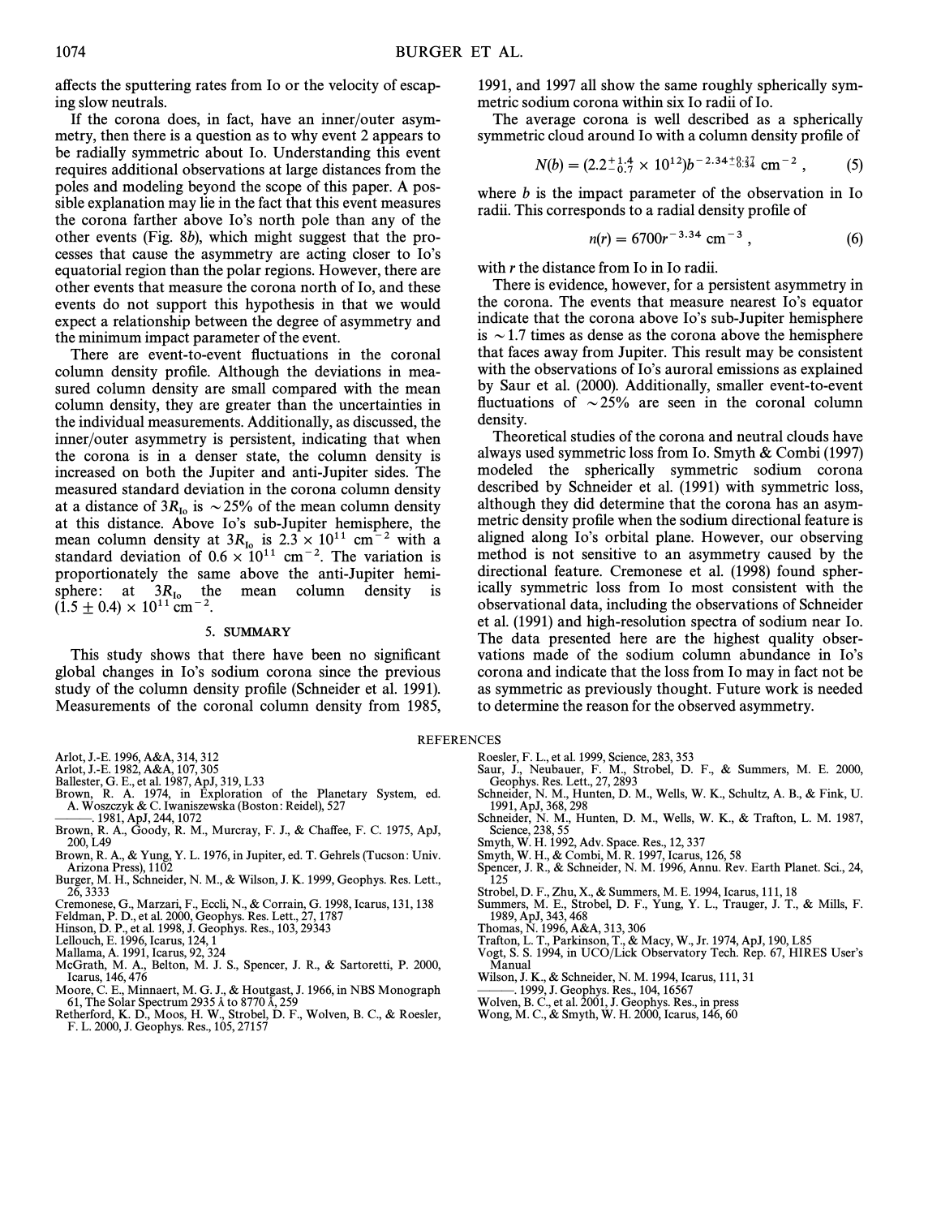affects the sputtering rates from Io or the velocity of escaping slow neutrals.

If the corona does, in fact, have an inner/outer asymmetry, then there is a question as to why event 2 appears to be radially symmetric about Io. Understanding this event requires additional observations at large distances from the poles and modeling beyond the scope of this paper. A possible explanation may lie in the fact that this event measures the corona farther above Io's north pole than any of the other events (Fig. 8*b*), which might suggest that the processes that cause the asymmetry are acting closer to Io's equatorial region than the polar regions. However, there are other events that measure the corona north of Io, and these events do not support this hypothesis in that we would expect a relationship between the degree of asymmetry and the minimum impact parameter of the event.

There are event-to-event fluctuations in the coronal column density profile. Although the deviations in measured column density are small compared with the mean column density, they are greater than the uncertainties in the individual measurements. Additionally, as discussed, the inner/outer asymmetry is persistent, indicating that when the corona is in a denser state, the column density is increased on both the Jupiter and anti-Jupiter sides. The measured standard deviation in the corona column density at a distance of $3R_{Io}$ is $\sim 25\%$ of the mean column density at this distance. Above Io's sub-Jupiter hemisphere, the mean column density at $3R_{Io}$ is $2.3 \times 10^{11}$ cm$^{-2}$ with a standard deviation of $0.6 \times 10^{11}$ cm$^{-2}$. The variation is proportionately the same above the anti-Jupiter hemisphere: at $3R_{Io}$ the mean column density is $(1.5 \pm 0.4) \times 10^{11}$ cm$^{-2}$.

## 5. SUMMARY

This study shows that there have been no significant global changes in Io's sodium corona since the previous study of the column density profile (Schneider et al. 1991). Measurements of the coronal column density from 1985, 1991, and 1997 all show the same roughly spherically symmetric sodium corona within six Io radii of Io.

The average corona is well described as a spherically symmetric cloud around Io with a column density profile of

$$N(b) = (2.2^{+1.4}_{-0.7} \times 10^{12}) b^{-2.34^{+0.27}_{-0.34}} \text{ cm}^{-2}, \tag{5}$$

where $b$ is the impact parameter of the observation in Io radii. This corresponds to a radial density profile of

$$n(r) = 6700 r^{-3.34} \text{ cm}^{-3}, \tag{6}$$

with $r$ the distance from Io in Io radii.

There is evidence, however, for a persistent asymmetry in the corona. The events that measure nearest Io's equator indicate that the corona above Io's sub-Jupiter hemisphere is $\sim 1.7$ times as dense as the corona above the hemisphere that faces away from Jupiter. This result may be consistent with the observations of Io's auroral emissions as explained by Saur et al. (2000). Additionally, smaller event-to-event fluctuations of $\sim 25\%$ are seen in the coronal column density.

Theoretical studies of the corona and neutral clouds have always used symmetric loss from Io. Smyth & Combi (1997) modeled the spherically symmetric sodium corona described by Schneider et al. (1991) with symmetric loss, although they did determine that the corona has an asymmetric density profile when the sodium directional feature is aligned along Io's orbital plane. However, our observing method is not sensitive to an asymmetry caused by the directional feature. Cremonese et al. (1998) found spherically symmetric loss from Io most consistent with the observational data, including the observations of Schneider et al. (1991) and high-resolution spectra of sodium near Io. The data presented here are the highest quality observations made of the sodium column abundance in Io's corona and indicate that the loss from Io may in fact not be as symmetric as previously thought. Future work is needed to determine the reason for the observed asymmetry.

## REFERENCES

Arlot, J.-E. 1996, A&A, 314, 312
Arlot, J.-E. 1982, A&A, 107, 305
Ballester, G. E., et al. 1987, ApJ, 319, L33
Brown, R. A. 1974, in Exploration of the Planetary System, ed. A. Woszczyk & C. Iwaniszewska (Boston: Reidel), 527
———. 1981, ApJ, 244, 1072
Brown, R. A., Goody, R. M., Murcray, F. J., & Chaffee, F. C. 1975, ApJ, 200, L49
Brown, R. A., & Yung, Y. L. 1976, in Jupiter, ed. T. Gehrels (Tucson: Univ. Arizona Press), 1102
Burger, M. H., Schneider, N. M., & Wilson, J. K. 1999, Geophys. Res. Lett., 26, 3333
Cremonese, G., Marzari, F., Eccli, N., & Corrain, G. 1998, Icarus, 131, 138
Feldman, P. D., et al. 2000, Geophys. Res. Lett., 27, 1787
Hinson, D. P., et al. 1998, J. Geophys. Res., 103, 29343
Lellouch, E. 1996, Icarus, 124, 1
Mallama, A. 1991, Icarus, 92, 324
McGrath, M. A., Belton, M. J. S., Spencer, J. R., & Sartoretti, P. 2000, Icarus, 146, 476
Moore, C. E., Minnaert, M. G. J., & Houtgast, J. 1966, in NBS Monograph 61, The Solar Spectrum 2935 Å to 8770 Å, 259
Retherford, K. D., Moos, H. W., Strobel, D. F., Wolven, B. C., & Roesler, F. L. 2000, J. Geophys. Res., 105, 27157
Roesler, F. L., et al. 1999, Science, 283, 353
Saur, J., Neubauer, F. M., Strobel, D. F., & Summers, M. E. 2000, Geophys. Res. Lett., 27, 2893
Schneider, N. M., Hunten, D. M., Wells, W. K., Schultz, A. B., & Fink, U. 1991, ApJ, 368, 298
Schneider, N. M., Hunten, D. M., Wells, W. K., & Trafton, L. M. 1987, Science, 238, 55
Smyth, W. H. 1992, Adv. Space. Res., 12, 337
Smyth, W. H., & Combi, M. R. 1997, Icarus, 126, 58
Spencer, J. R., & Schneider, N. M. 1996, Annu. Rev. Earth Planet. Sci., 24, 125
Strobel, D. F., Zhu, X., & Summers, M. E. 1994, Icarus, 111, 18
Summers, M. E., Strobel, D. F., Yung, Y. L., Trauger, J. T., & Mills, F. 1989, ApJ, 343, 468
Thomas, N. 1996, A&A, 313, 306
Trafton, L. T., Parkinson, T., & Macy, W., Jr. 1974, ApJ, 190, L85
Vogt, S. S. 1994, in UCO/Lick Observatory Tech. Rep. 67, HIRES User's Manual
Wilson, J. K., & Schneider, N. M. 1994, Icarus, 111, 31
———. 1999, J. Geophys. Res., 104, 16567
Wolven, B. C., et al. 2001, J. Geophys. Res., in press
Wong, M. C., & Smyth, W. H. 2000, Icarus, 146, 60